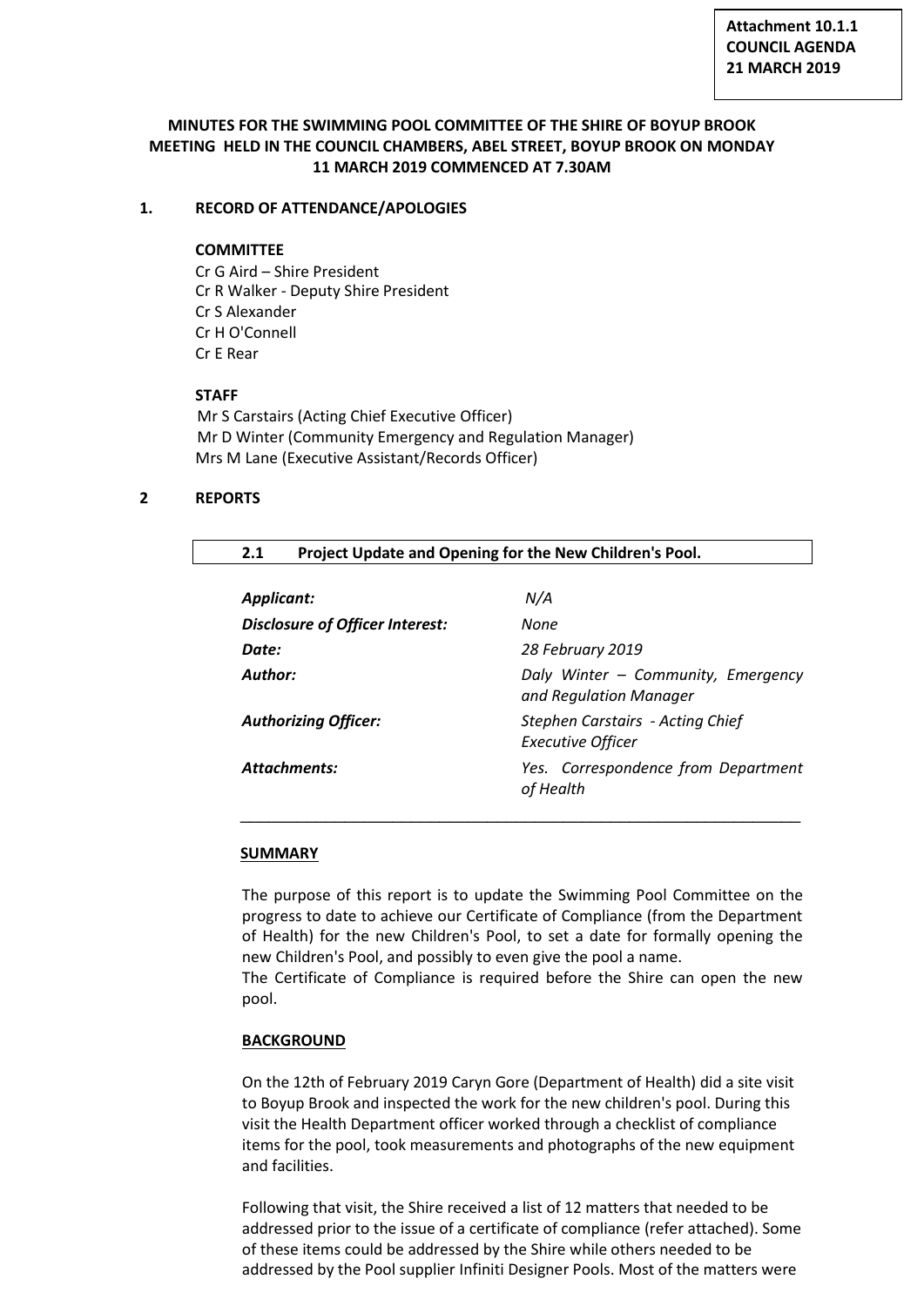**Attachment 10.1.1**
**COUNCIL AGENDA**
**21 MARCH 2019**

# MINUTES FOR THE SWIMMING POOL COMMITTEE OF THE SHIRE OF BOYUP BROOK MEETING HELD IN THE COUNCIL CHAMBERS, ABEL STREET, BOYUP BROOK ON MONDAY 11 MARCH 2019 COMMENCED AT 7.30AM

## 1. RECORD OF ATTENDANCE/APOLOGIES

**COMMITTEE**

Cr G Aird – Shire President
Cr R Walker - Deputy Shire President
Cr S Alexander
Cr H O'Connell
Cr E Rear

**STAFF**

Mr S Carstairs (Acting Chief Executive Officer)
Mr D Winter (Community Emergency and Regulation Manager)
Mrs M Lane (Executive Assistant/Records Officer)

## 2 REPORTS

### 2.1 Project Update and Opening for the New Children's Pool.

| | |
|---|---|
| ***Applicant:*** | *N/A* |
| ***Disclosure of Officer Interest:*** | *None* |
| ***Date:*** | *28 February 2019* |
| ***Author:*** | *Daly Winter – Community, Emergency and Regulation Manager* |
| ***Authorizing Officer:*** | *Stephen Carstairs - Acting Chief Executive Officer* |
| ***Attachments:*** | *Yes. Correspondence from Department of Health* |

**SUMMARY**

The purpose of this report is to update the Swimming Pool Committee on the progress to date to achieve our Certificate of Compliance (from the Department of Health) for the new Children's Pool, to set a date for formally opening the new Children's Pool, and possibly to even give the pool a name.
The Certificate of Compliance is required before the Shire can open the new pool.

**BACKGROUND**

On the 12th of February 2019 Caryn Gore (Department of Health) did a site visit to Boyup Brook and inspected the work for the new children's pool. During this visit the Health Department officer worked through a checklist of compliance items for the pool, took measurements and photographs of the new equipment and facilities.

Following that visit, the Shire received a list of 12 matters that needed to be addressed prior to the issue of a certificate of compliance (refer attached). Some of these items could be addressed by the Shire while others needed to be addressed by the Pool supplier Infiniti Designer Pools. Most of the matters were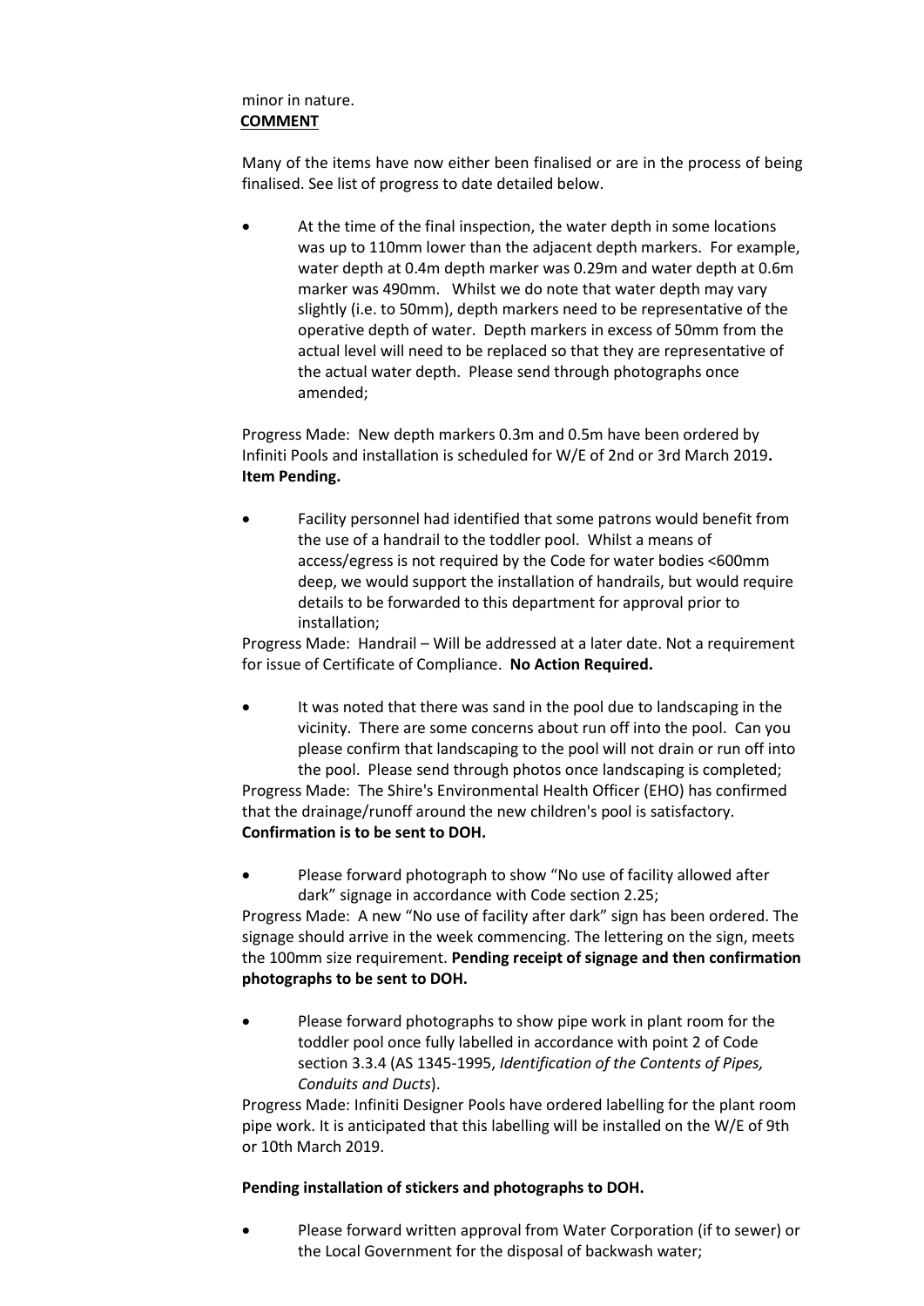minor in nature.

**COMMENT**

Many of the items have now either been finalised or are in the process of being finalised. See list of progress to date detailed below.

- At the time of the final inspection, the water depth in some locations was up to 110mm lower than the adjacent depth markers. For example, water depth at 0.4m depth marker was 0.29m and water depth at 0.6m marker was 490mm. Whilst we do note that water depth may vary slightly (i.e. to 50mm), depth markers need to be representative of the operative depth of water. Depth markers in excess of 50mm from the actual level will need to be replaced so that they are representative of the actual water depth. Please send through photographs once amended;

Progress Made: New depth markers 0.3m and 0.5m have been ordered by Infiniti Pools and installation is scheduled for W/E of 2nd or 3rd March 2019**.** **Item Pending.**

- Facility personnel had identified that some patrons would benefit from the use of a handrail to the toddler pool. Whilst a means of access/egress is not required by the Code for water bodies <600mm deep, we would support the installation of handrails, but would require details to be forwarded to this department for approval prior to installation;

Progress Made: Handrail – Will be addressed at a later date. Not a requirement for issue of Certificate of Compliance. **No Action Required.**

- It was noted that there was sand in the pool due to landscaping in the vicinity. There are some concerns about run off into the pool. Can you please confirm that landscaping to the pool will not drain or run off into the pool. Please send through photos once landscaping is completed;

Progress Made: The Shire's Environmental Health Officer (EHO) has confirmed that the drainage/runoff around the new children's pool is satisfactory. **Confirmation is to be sent to DOH.**

- Please forward photograph to show "No use of facility allowed after dark" signage in accordance with Code section 2.25;

Progress Made: A new "No use of facility after dark" sign has been ordered. The signage should arrive in the week commencing. The lettering on the sign, meets the 100mm size requirement. **Pending receipt of signage and then confirmation photographs to be sent to DOH.**

- Please forward photographs to show pipe work in plant room for the toddler pool once fully labelled in accordance with point 2 of Code section 3.3.4 (AS 1345-1995, *Identification of the Contents of Pipes, Conduits and Ducts*).

Progress Made: Infiniti Designer Pools have ordered labelling for the plant room pipe work. It is anticipated that this labelling will be installed on the W/E of 9th or 10th March 2019.

**Pending installation of stickers and photographs to DOH.**

- Please forward written approval from Water Corporation (if to sewer) or the Local Government for the disposal of backwash water;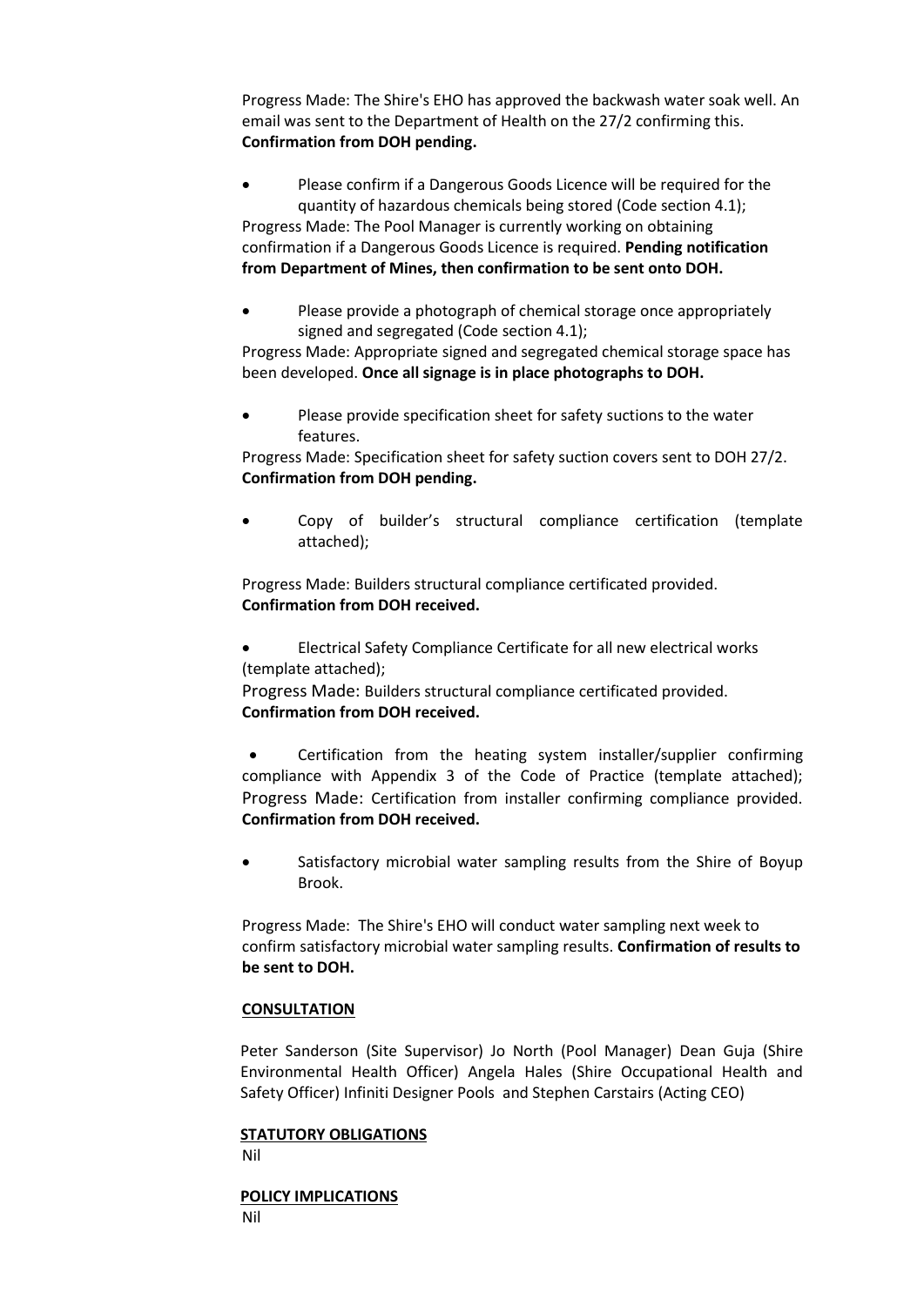Progress Made: The Shire's EHO has approved the backwash water soak well. An email was sent to the Department of Health on the 27/2 confirming this. **Confirmation from DOH pending.**

- Please confirm if a Dangerous Goods Licence will be required for the quantity of hazardous chemicals being stored (Code section 4.1);

Progress Made: The Pool Manager is currently working on obtaining confirmation if a Dangerous Goods Licence is required. **Pending notification from Department of Mines, then confirmation to be sent onto DOH.**

- Please provide a photograph of chemical storage once appropriately signed and segregated (Code section 4.1);

Progress Made: Appropriate signed and segregated chemical storage space has been developed. **Once all signage is in place photographs to DOH.**

- Please provide specification sheet for safety suctions to the water features.

Progress Made: Specification sheet for safety suction covers sent to DOH 27/2. **Confirmation from DOH pending.**

- Copy of builder's structural compliance certification (template attached);

Progress Made: Builders structural compliance certificated provided. **Confirmation from DOH received.**

- Electrical Safety Compliance Certificate for all new electrical works (template attached);

Progress Made: Builders structural compliance certificated provided. **Confirmation from DOH received.**

- Certification from the heating system installer/supplier confirming compliance with Appendix 3 of the Code of Practice (template attached);

Progress Made: Certification from installer confirming compliance provided. **Confirmation from DOH received.**

- Satisfactory microbial water sampling results from the Shire of Boyup Brook.

Progress Made: The Shire's EHO will conduct water sampling next week to confirm satisfactory microbial water sampling results. **Confirmation of results to be sent to DOH.**

## CONSULTATION

Peter Sanderson (Site Supervisor) Jo North (Pool Manager) Dean Guja (Shire Environmental Health Officer) Angela Hales (Shire Occupational Health and Safety Officer) Infiniti Designer Pools and Stephen Carstairs (Acting CEO)

## STATUTORY OBLIGATIONS

Nil

## POLICY IMPLICATIONS

Nil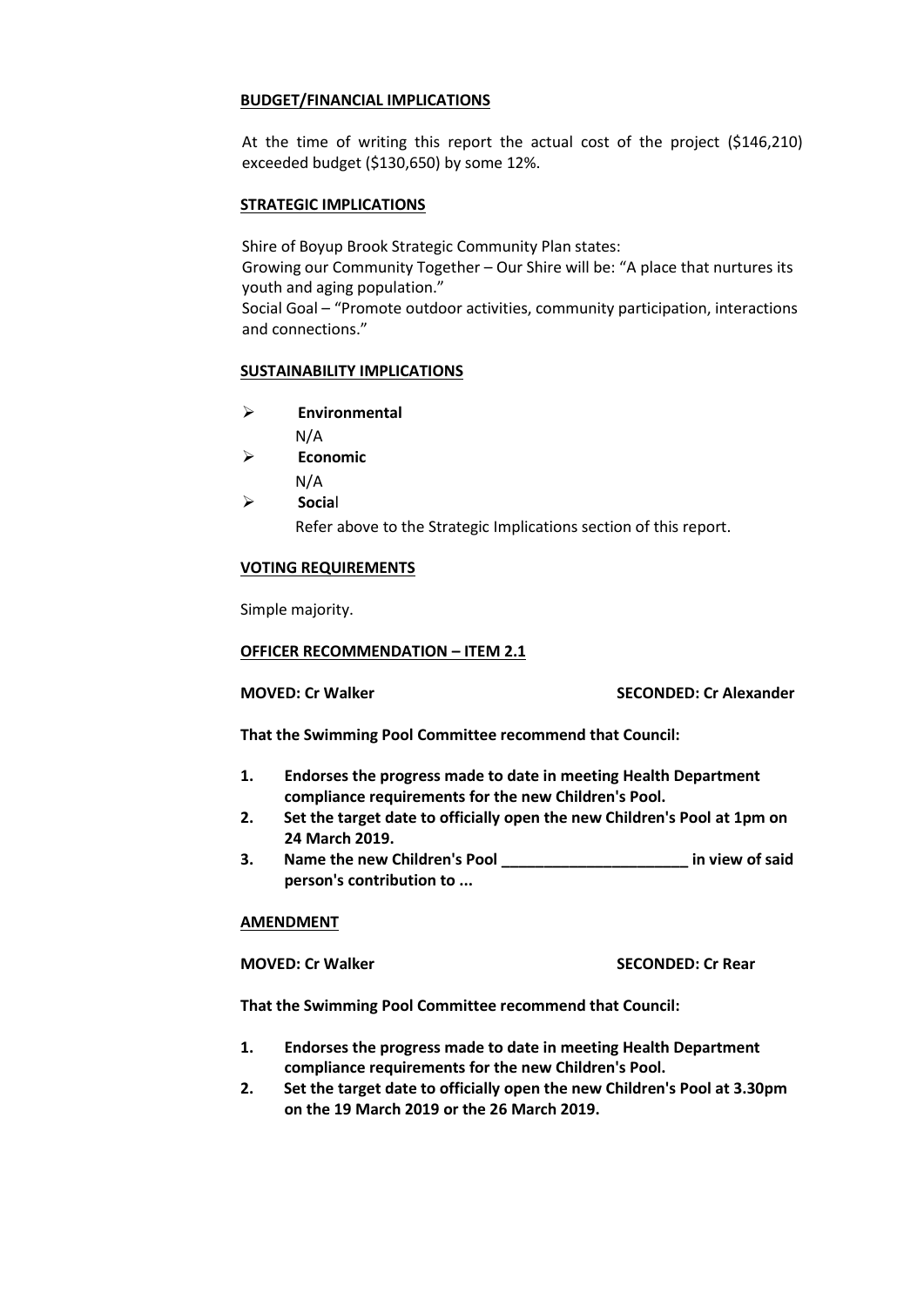**BUDGET/FINANCIAL IMPLICATIONS**

At the time of writing this report the actual cost of the project ($146,210) exceeded budget ($130,650) by some 12%.

**STRATEGIC IMPLICATIONS**

Shire of Boyup Brook Strategic Community Plan states:
Growing our Community Together – Our Shire will be: "A place that nurtures its youth and aging population."
Social Goal – "Promote outdoor activities, community participation, interactions and connections."

**SUSTAINABILITY IMPLICATIONS**

- **Environmental**
  N/A
- **Economic**
  N/A
- **Social**
  Refer above to the Strategic Implications section of this report.

**VOTING REQUIREMENTS**

Simple majority.

**OFFICER RECOMMENDATION – ITEM 2.1**

**MOVED: Cr Walker** **SECONDED: Cr Alexander**

**That the Swimming Pool Committee recommend that Council:**

1. **Endorses the progress made to date in meeting Health Department compliance requirements for the new Children's Pool.**
2. **Set the target date to officially open the new Children's Pool at 1pm on 24 March 2019.**
3. **Name the new Children's Pool ______________________ in view of said person's contribution to ...**

**AMENDMENT**

**MOVED: Cr Walker** **SECONDED: Cr Rear**

**That the Swimming Pool Committee recommend that Council:**

1. **Endorses the progress made to date in meeting Health Department compliance requirements for the new Children's Pool.**
2. **Set the target date to officially open the new Children's Pool at 3.30pm on the 19 March 2019 or the 26 March 2019.**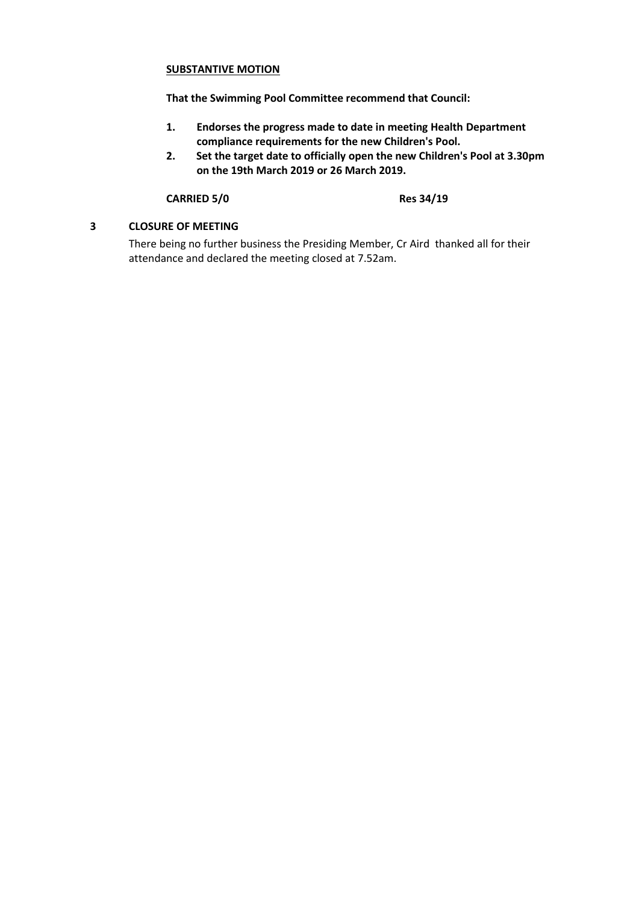**<u>SUBSTANTIVE MOTION</u>**

**That the Swimming Pool Committee recommend that Council:**

1. **Endorses the progress made to date in meeting Health Department compliance requirements for the new Children's Pool.**
2. **Set the target date to officially open the new Children's Pool at 3.30pm on the 19th March 2019 or 26 March 2019.**

**CARRIED 5/0** **Res 34/19**

## 3 CLOSURE OF MEETING

There being no further business the Presiding Member, Cr Aird thanked all for their attendance and declared the meeting closed at 7.52am.